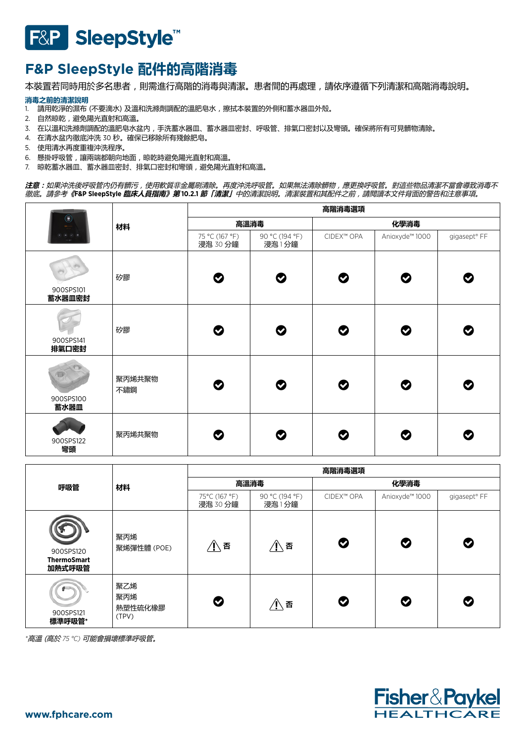# F&P SleepStyle 配件的高階消毒

本裝置若同時用於多名患者，則需進行高階的消毒與清潔。患者間的再處理，請依序遵循下列清潔和高階消毒說明。

**消毒之前的清潔說明**

1. 請用乾淨的濕布 (不要滴水) 及溫和洗滌劑調配的溫肥皂水，擦拭本裝置的外側和蓄水器皿外殼。
2. 自然晾乾，避免陽光直射和高溫。
3. 在以溫和洗滌劑調配的溫肥皂水盆內，手洗蓄水器皿、蓄水器皿密封、呼吸管、排氣口密封以及彎頭。確保將所有可見髒物清除。
4. 在清水盆內徹底沖洗 30 秒。確保已移除所有殘餘肥皂。
5. 使用清水再度重複沖洗程序。
6. 懸掛呼吸管，讓兩端都朝向地面，晾乾時避免陽光直射和高溫。
7. 晾乾蓄水器皿、蓄水器皿密封、排氣口密封和彎頭，避免陽光直射和高溫。

***注意：*** *如果沖洗後呼吸管內仍有髒污，使用軟質非金屬刷清除。再度沖洗呼吸管。如果無法清除髒物，應更換呼吸管。對這些物品清潔不當會導致消毒不徹底。請參考* ***《F&P SleepStyle 臨床人員指南》第 10.2.1 節「清潔」*** *中的清潔說明。清潔裝置和其配件之前，請閱讀本文件背面的警告和注意事項。*

| | 材料 | 高階消毒選項 | | | | |
|---|---|---|---|---|---|---|
| | | 高溫消毒 | | 化學消毒 | | |
| | | 75 °C (167 °F) 浸泡 30 分鐘 | 90 °C (194 °F) 浸泡 1 分鐘 | CIDEX™ OPA | Anioxyde™ 1000 | gigasept® FF |
| 900SPS101 **蓄水器皿密封** | 矽膠 | ✔ | ✔ | ✔ | ✔ | ✔ |
| 900SPS141 **排氣口密封** | 矽膠 | ✔ | ✔ | ✔ | ✔ | ✔ |
| 900SPS100 **蓄水器皿** | 聚丙烯共聚物<br>不鏽鋼 | ✔ | ✔ | ✔ | ✔ | ✔ |
| 900SPS122 **彎頭** | 聚丙烯共聚物 | ✔ | ✔ | ✔ | ✔ | ✔ |

| 呼吸管 | 材料 | 高階消毒選項 | | | | |
|---|---|---|---|---|---|---|
| | | 高溫消毒 | | 化學消毒 | | |
| | | 75°C (167 °F) 浸泡 30 分鐘 | 90 °C (194 °F) 浸泡 1 分鐘 | CIDEX™ OPA | Anioxyde™ 1000 | gigasept® FF |
| 900SPS120 **ThermoSmart 加熱式呼吸管** | 聚丙烯<br>聚烯彈性體 (POE) | ⚠ 否 | ⚠ 否 | ✔ | ✔ | ✔ |
| 900SPS121 **標準呼吸管*** | 聚乙烯<br>聚丙烯<br>熱塑性硫化橡膠 (TPV) | ✔ | ⚠ 否 | ✔ | ✔ | ✔ |

*\*高溫 (高於 75 °C) 可能會損壞標準呼吸管。*

www.fphcare.com

Fisher & Paykel HEALTHCARE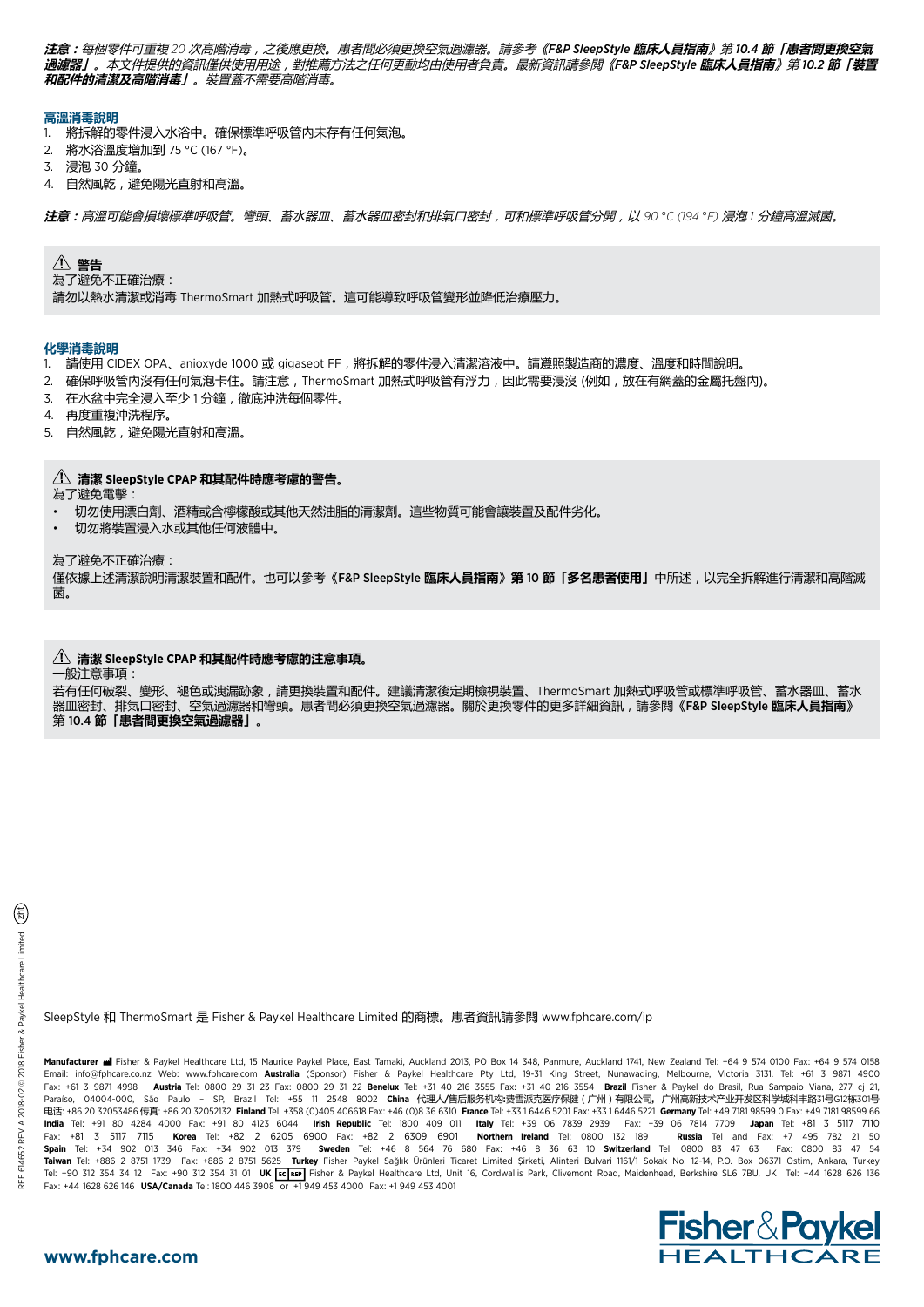***注意：**每個零件可重複 20 次高階消毒，之後應更換。患者間必須更換空氣過濾器。請參考《**F&P SleepStyle 臨床人員指南**》第 **10.4** 節「**患者間更換空氣過濾器**」。本文件提供的資訊僅供使用用途，對推薦方法之任何更動均由使用者負責。最新資訊請參閱《**F&P SleepStyle 臨床人員指南**》第 **10.2** 節「**裝置和配件的清潔及高階消毒**」。裝置蓋不需要高階消毒。*

**高溫消毒說明**

1. 將拆解的零件浸入水浴中。確保標準呼吸管內未存有任何氣泡。
2. 將水浴溫度增加到 75 °C (167 °F)。
3. 浸泡 30 分鐘。
4. 自然風乾，避免陽光直射和高溫。

***注意：**高溫可能會損壞標準呼吸管。彎頭、蓄水器皿、蓄水器皿密封和排氣口密封，可和標準呼吸管分開，以 90 °C (194 °F) 浸泡 1 分鐘高溫滅菌。*

⚠ **警告**
為了避免不正確治療：
請勿以熱水清潔或消毒 ThermoSmart 加熱式呼吸管。這可能導致呼吸管變形並降低治療壓力。

**化學消毒說明**

1. 請使用 CIDEX OPA、anioxyde 1000 或 gigasept FF，將拆解的零件浸入清潔溶液中。請遵照製造商的濃度、溫度和時間說明。
2. 確保呼吸管內沒有任何氣泡卡住。請注意，ThermoSmart 加熱式呼吸管有浮力，因此需要浸沒 (例如，放在有網蓋的金屬托盤內)。
3. 在水盆中完全浸入至少 1 分鐘，徹底沖洗每個零件。
4. 再度重複沖洗程序。
5. 自然風乾，避免陽光直射和高溫。

⚠ **清潔 SleepStyle CPAP 和其配件時應考慮的警告。**
為了避免電擊：

- 切勿使用漂白劑、酒精或含檸檬酸或其他天然油脂的清潔劑。這些物質可能會讓裝置及配件劣化。
- 切勿將裝置浸入水或其他任何液體中。

為了避免不正確治療：
僅依據上述清潔說明清潔裝置和配件。也可以參考《**F&P SleepStyle 臨床人員指南**》**第 10 節「多名患者使用」**中所述，以完全拆解進行清潔和高階滅菌。

⚠ **清潔 SleepStyle CPAP 和其配件時應考慮的注意事項。**
一般注意事項：
若有任何破裂、變形、褪色或洩漏跡象，請更換裝置和配件。建議清潔後定期檢視裝置、ThermoSmart 加熱式呼吸管或標準呼吸管、蓄水器皿、蓄水器皿密封、排氣口密封、空氣過濾器和彎頭。患者間必須更換空氣過濾器。關於更換零件的更多詳細資訊，請參閱《**F&P SleepStyle 臨床人員指南**》**第 10.4 節「患者間更換空氣過濾器」。**

SleepStyle 和 ThermoSmart 是 Fisher & Paykel Healthcare Limited 的商標。患者資訊請參閱 www.fphcare.com/ip

**Manufacturer** Fisher & Paykel Healthcare Ltd, 15 Maurice Paykel Place, East Tamaki, Auckland 2013, PO Box 14 348, Panmure, Auckland 1741, New Zealand Tel: +64 9 574 0100 Fax: +64 9 574 0158 Email: info@fphcare.co.nz Web: www.fphcare.com **Australia** (Sponsor) Fisher & Paykel Healthcare Pty Ltd, 19-31 King Street, Nunawading, Melbourne, Victoria 3131. Tel: +61 3 9871 4900 Fax: +61 3 9871 4998 **Austria** Tel: 0800 29 31 23 Fax: 0800 29 31 22 **Benelux** Tel: +31 40 216 3555 Fax: +31 40 216 3554 **Brazil** Fisher & Paykel do Brasil, Rua Sampaio Viana, 277 cj 21, Paraíso, 04004-000, São Paulo – SP, Brazil Tel: +55 11 2548 8002 **China** 代理人/售后服务机构:费雪派克医疗保健（广州）有限公司, 广州高新技术产业开发区科学城科丰路31号G12栋301号 电话: +86 20 32053486 传真: +86 20 32052132 **Finland** Tel: +358 (0)405 406618 Fax: +46 (0)8 36 6310 **France** Tel: +33 1 6446 5201 Fax: +33 1 6446 5221 **Germany** Tel: +49 7181 98599 0 Fax: +49 7181 98599 66 **India** Tel: +91 80 4284 4000 Fax: +91 80 4123 6044 **Irish Republic** Tel: 1800 409 011 **Italy** Tel: +39 06 7839 2939 Fax: +39 06 7814 7709 **Japan** Tel: +81 3 5117 7110 Fax: +81 3 5117 7115 **Korea** Tel: +82 2 6205 6900 Fax: +82 2 6309 6901 **Northern Ireland** Tel: 0800 132 189 **Russia** Tel and Fax: +7 495 782 21 50 **Spain** Tel: +34 902 013 346 Fax: +34 902 013 379 **Sweden** Tel: +46 8 564 76 680 Fax: +46 8 36 63 10 **Switzerland** Tel: 0800 83 47 63 Fax: 0800 83 47 54 **Taiwan** Tel: +886 2 8751 1739 Fax: +886 2 8751 5625 **Turkey** Fisher Paykel Sağlık Ürünleri Ticaret Limited Şirketi, Alinteri Bulvari 1161/1 Sokak No. 12-14, P.O. Box 06371 Ostim, Ankara, Turkey Tel: +90 312 354 34 12 Fax: +90 312 354 31 01 **UK** EC REP Fisher & Paykel Healthcare Ltd, Unit 16, Cordwallis Park, Clivemont Road, Maidenhead, Berkshire SL6 7BU, UK Tel: +44 1628 626 136 Fax: +44 1628 626 146 **USA/Canada** Tel: 1800 446 3908 or +1 949 453 4000 Fax: +1 949 453 4001

REF 614652 REV A 2018-02 © 2018 Fisher & Paykel Healthcare Limited (zht)

**www.fphcare.com**

Fisher & Paykel HEALTHCARE